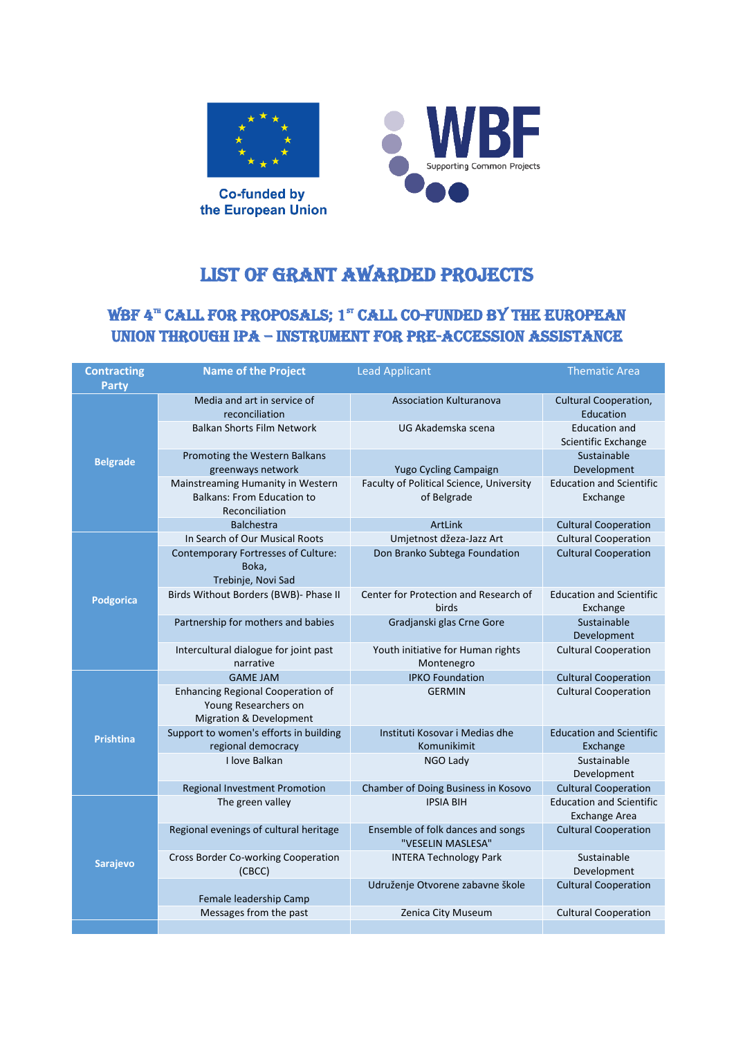Co-funded by the European Union

WBF Supporting Common Projects

# LIST OF GRANT AWARDED PROJECTS

## WBF 4[TH] CALL FOR PROPOSALS; 1[ST] CALL CO-FUNDED BY THE EUROPEAN UNION THROUGH IPA – INSTRUMENT FOR PRE-ACCESSION ASSISTANCE

| Contracting Party | Name of the Project | Lead Applicant | Thematic Area |
|---|---|---|---|
| Belgrade | Media and art in service of reconciliation | Association Kulturanova | Cultural Cooperation, Education |
| | Balkan Shorts Film Network | UG Akademska scena | Education and Scientific Exchange |
| | Promoting the Western Balkans greenways network | Yugo Cycling Campaign | Sustainable Development |
| | Mainstreaming Humanity in Western Balkans: From Education to Reconciliation | Faculty of Political Science, University of Belgrade | Education and Scientific Exchange |
| | Balchestra | ArtLink | Cultural Cooperation |
| Podgorica | In Search of Our Musical Roots | Umjetnost džeza-Jazz Art | Cultural Cooperation |
| | Contemporary Fortresses of Culture: Boka, Trebinje, Novi Sad | Don Branko Subtega Foundation | Cultural Cooperation |
| | Birds Without Borders (BWB)- Phase II | Center for Protection and Research of birds | Education and Scientific Exchange |
| | Partnership for mothers and babies | Gradjanski glas Crne Gore | Sustainable Development |
| | Intercultural dialogue for joint past narrative | Youth initiative for Human rights Montenegro | Cultural Cooperation |
| Prishtina | GAME JAM | IPKO Foundation | Cultural Cooperation |
| | Enhancing Regional Cooperation of Young Researchers on Migration & Development | GERMIN | Cultural Cooperation |
| | Support to women's efforts in building regional democracy | Instituti Kosovar i Medias dhe Komunikimit | Education and Scientific Exchange |
| | I love Balkan | NGO Lady | Sustainable Development |
| | Regional Investment Promotion | Chamber of Doing Business in Kosovo | Cultural Cooperation |
| Sarajevo | The green valley | IPSIA BIH | Education and Scientific Exchange Area |
| | Regional evenings of cultural heritage | Ensemble of folk dances and songs "VESELIN MASLESA" | Cultural Cooperation |
| | Cross Border Co-working Cooperation (CBCC) | INTERA Technology Park | Sustainable Development |
| | Female leadership Camp | Udruženje Otvorene zabavne škole | Cultural Cooperation |
| | Messages from the past | Zenica City Museum | Cultural Cooperation |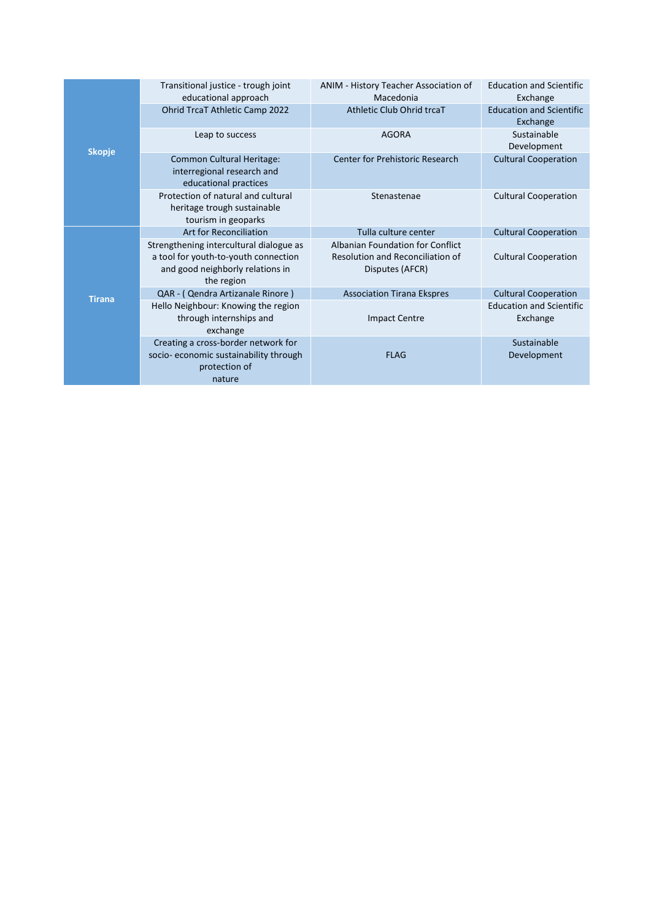| | | | |
|---|---|---|---|
| **Skopje** | Transitional justice - trough joint educational approach | ANIM - History Teacher Association of Macedonia | Education and Scientific Exchange |
| | Ohrid TrcaT Athletic Camp 2022 | Athletic Club Ohrid trcaT | Education and Scientific Exchange |
| | Leap to success | AGORA | Sustainable Development |
| | Common Cultural Heritage: interregional research and educational practices | Center for Prehistoric Research | Cultural Cooperation |
| | Protection of natural and cultural heritage trough sustainable tourism in geoparks | Stenastenae | Cultural Cooperation |
| **Tirana** | Art for Reconciliation | Tulla culture center | Cultural Cooperation |
| | Strengthening intercultural dialogue as a tool for youth-to-youth connection and good neighborly relations in the region | Albanian Foundation for Conflict Resolution and Reconciliation of Disputes (AFCR) | Cultural Cooperation |
| | QAR - ( Qendra Artizanale Rinore ) | Association Tirana Ekspres | Cultural Cooperation |
| | Hello Neighbour: Knowing the region through internships and exchange | Impact Centre | Education and Scientific Exchange |
| | Creating a cross-border network for socio- economic sustainability through protection of nature | FLAG | Sustainable Development |